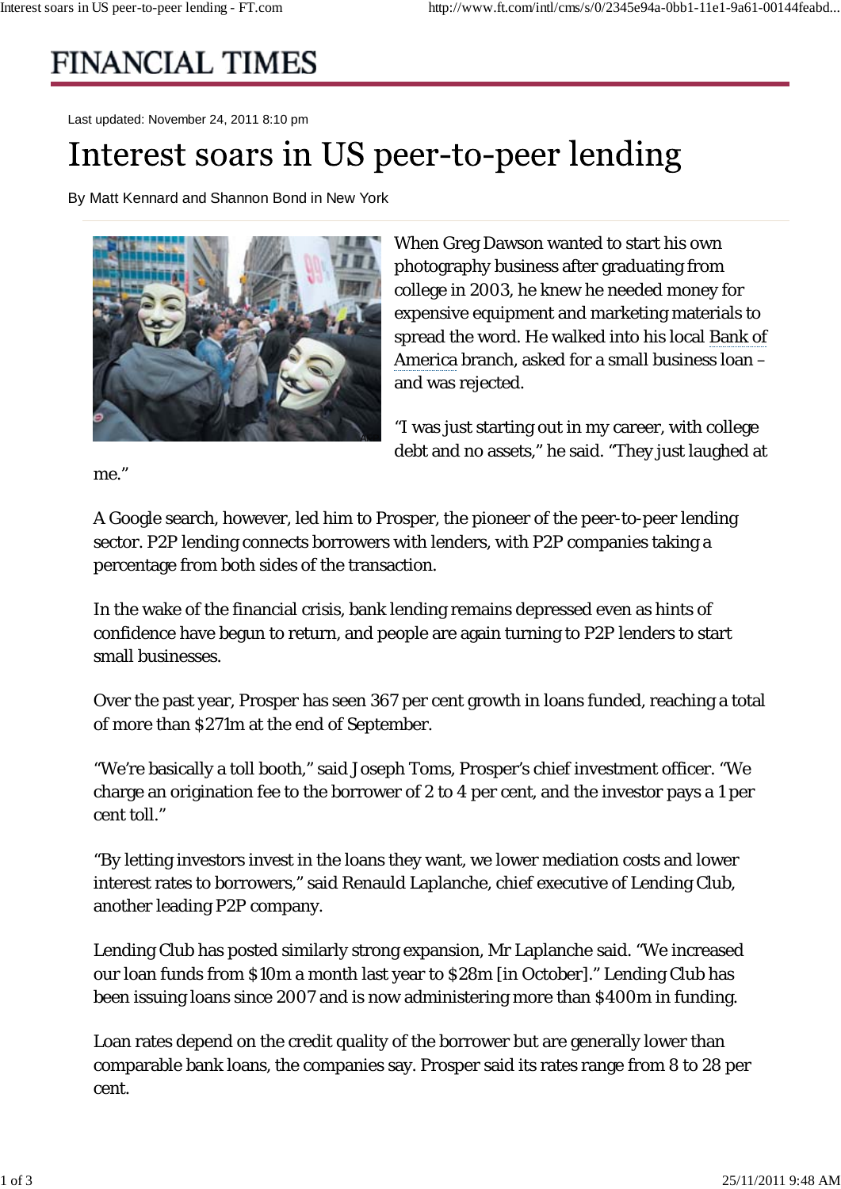# FINANCIAL TIMES

Last updated: November 24, 2011 8:10 pm

# Interest soars in US peer-to-peer lending

By Matt Kennard and Shannon Bond in New York

When Greg Dawson wanted to start his own photography business after graduating from college in 2003, he knew he needed money for expensive equipment and marketing materials to spread the word. He walked into his local Bank of America branch, asked for a small business loan – and was rejected.

"I was just starting out in my career, with college debt and no assets," he said. "They just laughed at me."

A Google search, however, led him to Prosper, the pioneer of the peer-to-peer lending sector. P2P lending connects borrowers with lenders, with P2P companies taking a percentage from both sides of the transaction.

In the wake of the financial crisis, bank lending remains depressed even as hints of confidence have begun to return, and people are again turning to P2P lenders to start small businesses.

Over the past year, Prosper has seen 367 per cent growth in loans funded, reaching a total of more than $271m at the end of September.

"We're basically a toll booth," said Joseph Toms, Prosper's chief investment officer. "We charge an origination fee to the borrower of 2 to 4 per cent, and the investor pays a 1 per cent toll."

"By letting investors invest in the loans they want, we lower mediation costs and lower interest rates to borrowers," said Renauld Laplanche, chief executive of Lending Club, another leading P2P company.

Lending Club has posted similarly strong expansion, Mr Laplanche said. "We increased our loan funds from $10m a month last year to $28m [in October]." Lending Club has been issuing loans since 2007 and is now administering more than $400m in funding.

Loan rates depend on the credit quality of the borrower but are generally lower than comparable bank loans, the companies say. Prosper said its rates range from 8 to 28 per cent.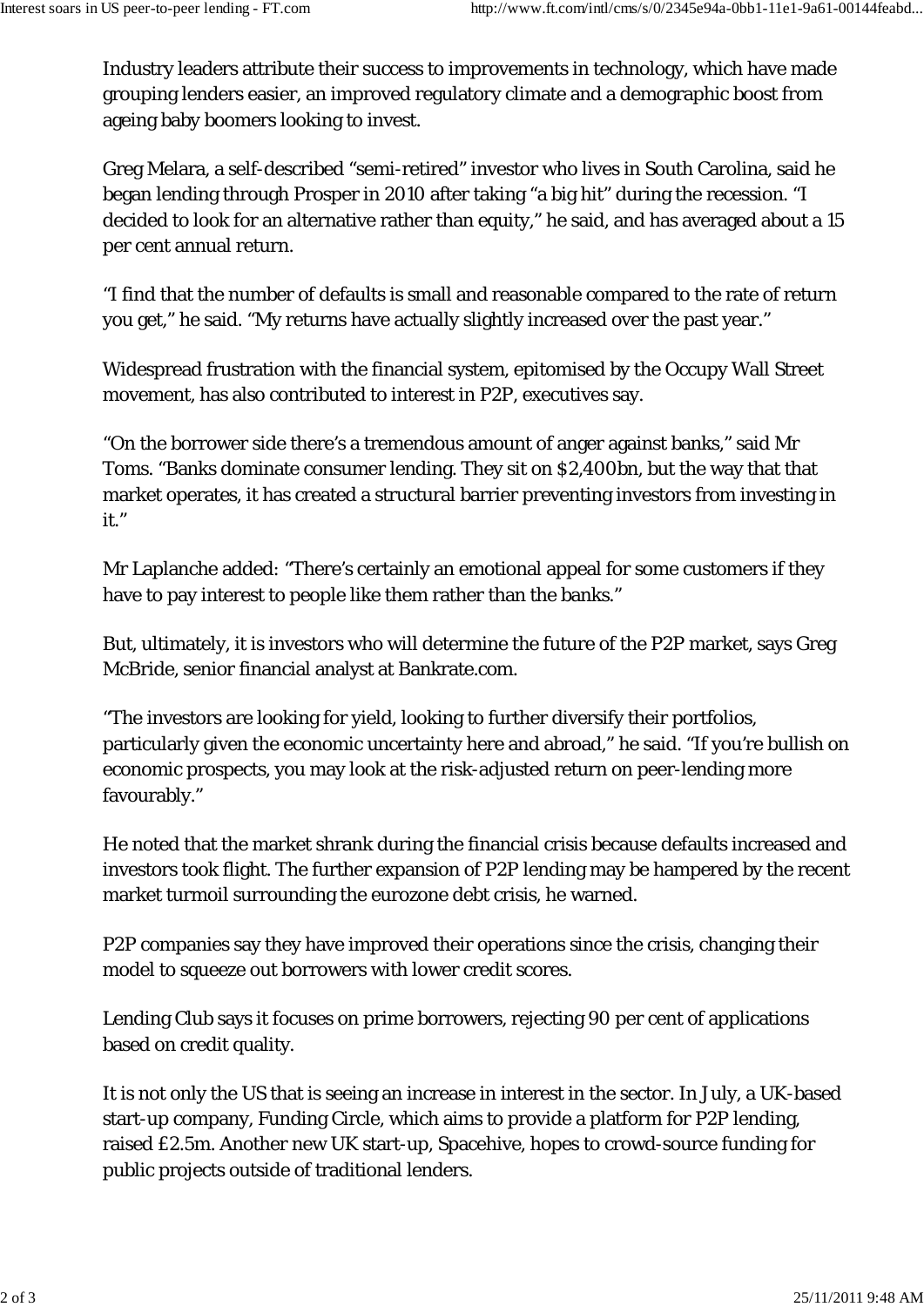Industry leaders attribute their success to improvements in technology, which have made grouping lenders easier, an improved regulatory climate and a demographic boost from ageing baby boomers looking to invest.

Greg Melara, a self-described "semi-retired" investor who lives in South Carolina, said he began lending through Prosper in 2010 after taking "a big hit" during the recession. "I decided to look for an alternative rather than equity," he said, and has averaged about a 15 per cent annual return.

"I find that the number of defaults is small and reasonable compared to the rate of return you get," he said. "My returns have actually slightly increased over the past year."

Widespread frustration with the financial system, epitomised by the Occupy Wall Street movement, has also contributed to interest in P2P, executives say.

"On the borrower side there's a tremendous amount of anger against banks," said Mr Toms. "Banks dominate consumer lending. They sit on $2,400bn, but the way that that market operates, it has created a structural barrier preventing investors from investing in it."

Mr Laplanche added: "There's certainly an emotional appeal for some customers if they have to pay interest to people like them rather than the banks."

But, ultimately, it is investors who will determine the future of the P2P market, says Greg McBride, senior financial analyst at Bankrate.com.

"The investors are looking for yield, looking to further diversify their portfolios, particularly given the economic uncertainty here and abroad," he said. "If you're bullish on economic prospects, you may look at the risk-adjusted return on peer-lending more favourably."

He noted that the market shrank during the financial crisis because defaults increased and investors took flight. The further expansion of P2P lending may be hampered by the recent market turmoil surrounding the eurozone debt crisis, he warned.

P2P companies say they have improved their operations since the crisis, changing their model to squeeze out borrowers with lower credit scores.

Lending Club says it focuses on prime borrowers, rejecting 90 per cent of applications based on credit quality.

It is not only the US that is seeing an increase in interest in the sector. In July, a UK-based start-up company, Funding Circle, which aims to provide a platform for P2P lending, raised £2.5m. Another new UK start-up, Spacehive, hopes to crowd-source funding for public projects outside of traditional lenders.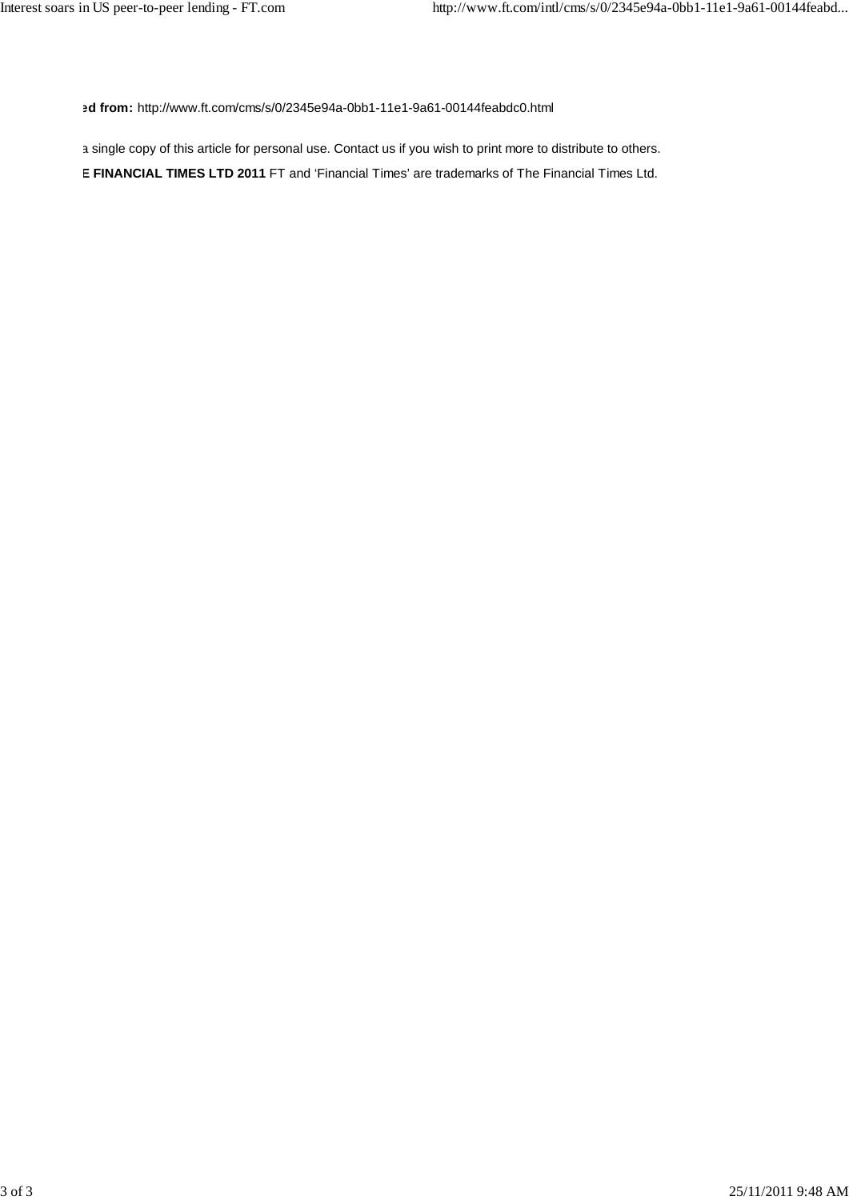**ed from:** http://www.ft.com/cms/s/0/2345e94a-0bb1-11e1-9a61-00144feabdc0.html

a single copy of this article for personal use. Contact us if you wish to print more to distribute to others.

**E FINANCIAL TIMES LTD 2011** FT and 'Financial Times' are trademarks of The Financial Times Ltd.